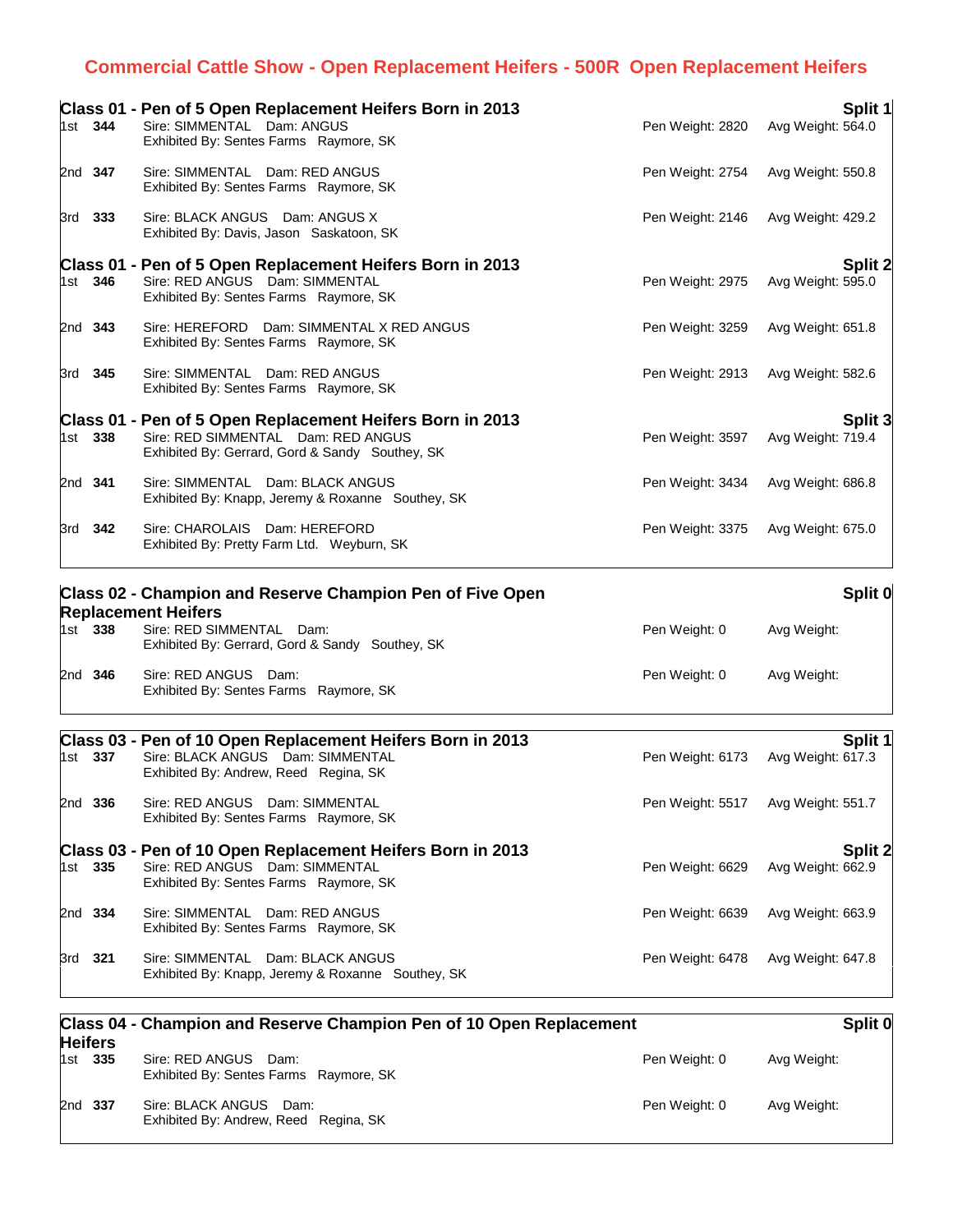# Commercial Cattle Show - Open Replacement Heifers - 500R Open Replacement Heifers

## Class 01 - Pen of 5 Open Replacement Heifers Born in 2013 — Split 1

| Place | No. | Details | Pen Weight | Avg Weight |
|---|---|---|---|---|
| 1st | **344** | Sire: SIMMENTAL Dam: ANGUS<br>Exhibited By: Sentes Farms Raymore, SK | Pen Weight: 2820 | Avg Weight: 564.0 |
| 2nd | **347** | Sire: SIMMENTAL Dam: RED ANGUS<br>Exhibited By: Sentes Farms Raymore, SK | Pen Weight: 2754 | Avg Weight: 550.8 |
| 3rd | **333** | Sire: BLACK ANGUS Dam: ANGUS X<br>Exhibited By: Davis, Jason Saskatoon, SK | Pen Weight: 2146 | Avg Weight: 429.2 |

## Class 01 - Pen of 5 Open Replacement Heifers Born in 2013 — Split 2

| Place | No. | Details | Pen Weight | Avg Weight |
|---|---|---|---|---|
| 1st | **346** | Sire: RED ANGUS Dam: SIMMENTAL<br>Exhibited By: Sentes Farms Raymore, SK | Pen Weight: 2975 | Avg Weight: 595.0 |
| 2nd | **343** | Sire: HEREFORD Dam: SIMMENTAL X RED ANGUS<br>Exhibited By: Sentes Farms Raymore, SK | Pen Weight: 3259 | Avg Weight: 651.8 |
| 3rd | **345** | Sire: SIMMENTAL Dam: RED ANGUS<br>Exhibited By: Sentes Farms Raymore, SK | Pen Weight: 2913 | Avg Weight: 582.6 |

## Class 01 - Pen of 5 Open Replacement Heifers Born in 2013 — Split 3

| Place | No. | Details | Pen Weight | Avg Weight |
|---|---|---|---|---|
| 1st | **338** | Sire: RED SIMMENTAL Dam: RED ANGUS<br>Exhibited By: Gerrard, Gord & Sandy Southey, SK | Pen Weight: 3597 | Avg Weight: 719.4 |
| 2nd | **341** | Sire: SIMMENTAL Dam: BLACK ANGUS<br>Exhibited By: Knapp, Jeremy & Roxanne Southey, SK | Pen Weight: 3434 | Avg Weight: 686.8 |
| 3rd | **342** | Sire: CHAROLAIS Dam: HEREFORD<br>Exhibited By: Pretty Farm Ltd. Weyburn, SK | Pen Weight: 3375 | Avg Weight: 675.0 |

## Class 02 - Champion and Reserve Champion Pen of Five Open Replacement Heifers — Split 0

| Place | No. | Details | Pen Weight | Avg Weight |
|---|---|---|---|---|
| 1st | **338** | Sire: RED SIMMENTAL Dam:<br>Exhibited By: Gerrard, Gord & Sandy Southey, SK | Pen Weight: 0 | Avg Weight: |
| 2nd | **346** | Sire: RED ANGUS Dam:<br>Exhibited By: Sentes Farms Raymore, SK | Pen Weight: 0 | Avg Weight: |

## Class 03 - Pen of 10 Open Replacement Heifers Born in 2013 — Split 1

| Place | No. | Details | Pen Weight | Avg Weight |
|---|---|---|---|---|
| 1st | **337** | Sire: BLACK ANGUS Dam: SIMMENTAL<br>Exhibited By: Andrew, Reed Regina, SK | Pen Weight: 6173 | Avg Weight: 617.3 |
| 2nd | **336** | Sire: RED ANGUS Dam: SIMMENTAL<br>Exhibited By: Sentes Farms Raymore, SK | Pen Weight: 5517 | Avg Weight: 551.7 |

## Class 03 - Pen of 10 Open Replacement Heifers Born in 2013 — Split 2

| Place | No. | Details | Pen Weight | Avg Weight |
|---|---|---|---|---|
| 1st | **335** | Sire: RED ANGUS Dam: SIMMENTAL<br>Exhibited By: Sentes Farms Raymore, SK | Pen Weight: 6629 | Avg Weight: 662.9 |
| 2nd | **334** | Sire: SIMMENTAL Dam: RED ANGUS<br>Exhibited By: Sentes Farms Raymore, SK | Pen Weight: 6639 | Avg Weight: 663.9 |
| 3rd | **321** | Sire: SIMMENTAL Dam: BLACK ANGUS<br>Exhibited By: Knapp, Jeremy & Roxanne Southey, SK | Pen Weight: 6478 | Avg Weight: 647.8 |

## Class 04 - Champion and Reserve Champion Pen of 10 Open Replacement Heifers — Split 0

| Place | No. | Details | Pen Weight | Avg Weight |
|---|---|---|---|---|
| 1st | **335** | Sire: RED ANGUS Dam:<br>Exhibited By: Sentes Farms Raymore, SK | Pen Weight: 0 | Avg Weight: |
| 2nd | **337** | Sire: BLACK ANGUS Dam:<br>Exhibited By: Andrew, Reed Regina, SK | Pen Weight: 0 | Avg Weight: |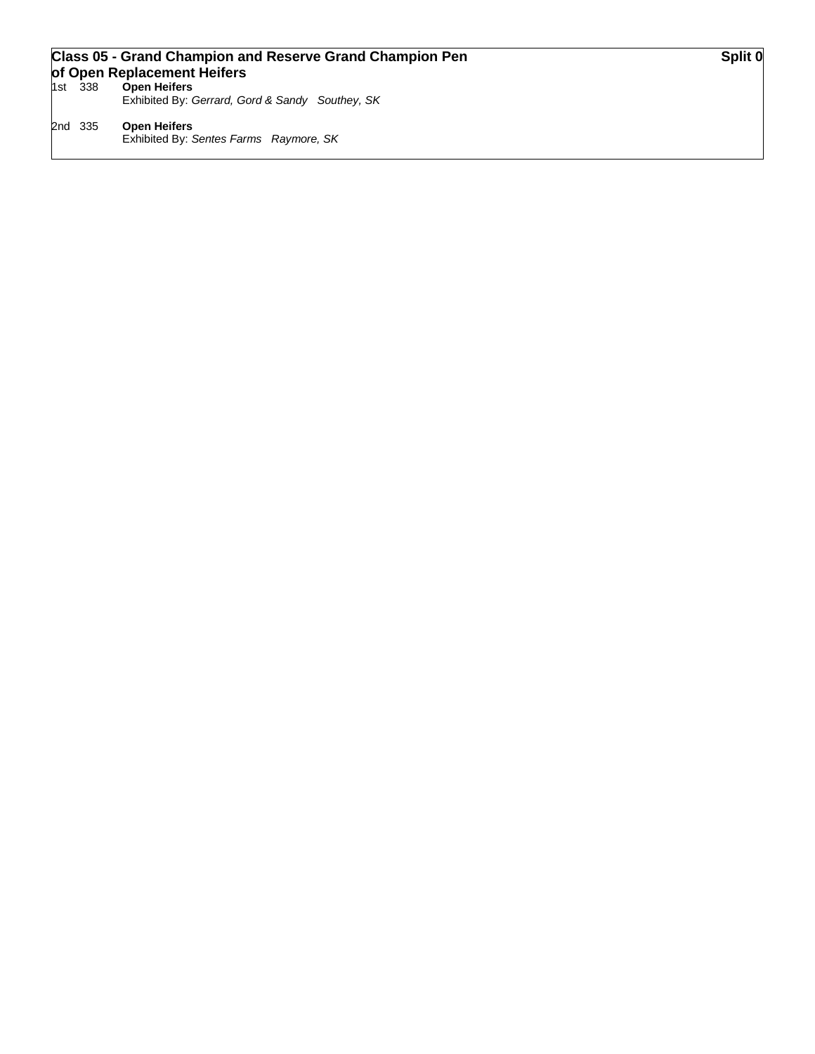## Class 05 - Grand Champion and Reserve Grand Champion Pen of Open Replacement Heifers

**Split 0**

1st 338 **Open Heifers**
Exhibited By: *Gerrard, Gord & Sandy Southey, SK*

2nd 335 **Open Heifers**
Exhibited By: *Sentes Farms Raymore, SK*